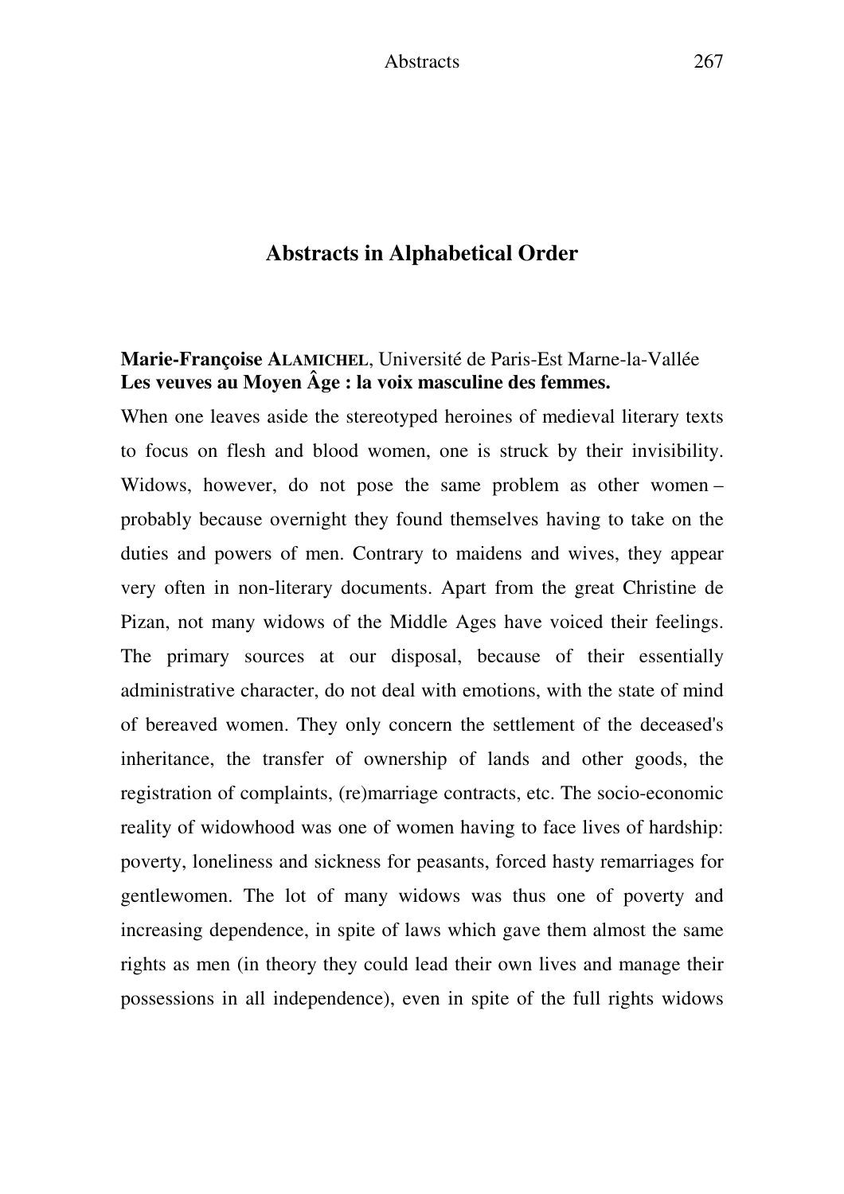# Abstracts in Alphabetical Order

**Marie-Françoise ALAMICHEL**, Université de Paris-Est Marne-la-Vallée
**Les veuves au Moyen Âge : la voix masculine des femmes.**

When one leaves aside the stereotyped heroines of medieval literary texts to focus on flesh and blood women, one is struck by their invisibility. Widows, however, do not pose the same problem as other women – probably because overnight they found themselves having to take on the duties and powers of men. Contrary to maidens and wives, they appear very often in non-literary documents. Apart from the great Christine de Pizan, not many widows of the Middle Ages have voiced their feelings. The primary sources at our disposal, because of their essentially administrative character, do not deal with emotions, with the state of mind of bereaved women. They only concern the settlement of the deceased's inheritance, the transfer of ownership of lands and other goods, the registration of complaints, (re)marriage contracts, etc. The socio-economic reality of widowhood was one of women having to face lives of hardship: poverty, loneliness and sickness for peasants, forced hasty remarriages for gentlewomen. The lot of many widows was thus one of poverty and increasing dependence, in spite of laws which gave them almost the same rights as men (in theory they could lead their own lives and manage their possessions in all independence), even in spite of the full rights widows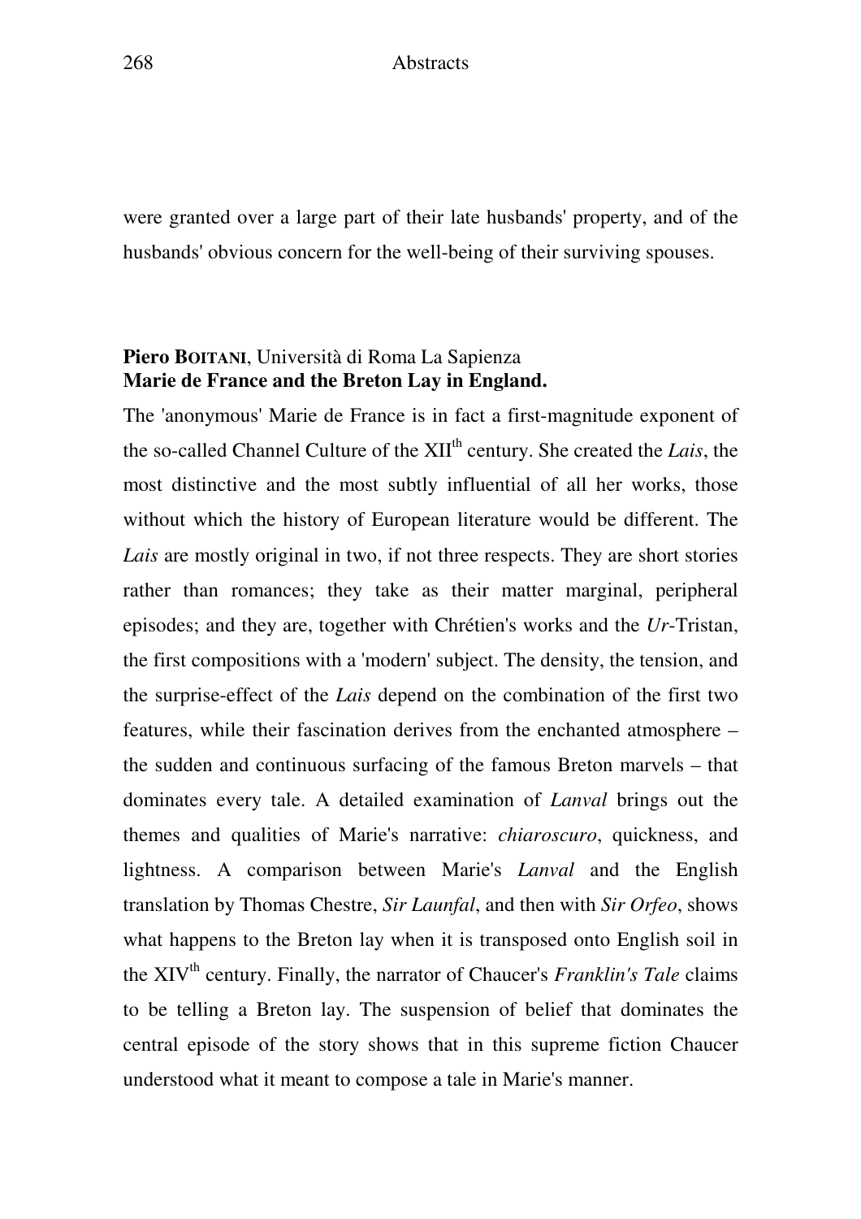were granted over a large part of their late husbands' property, and of the husbands' obvious concern for the well-being of their surviving spouses.

**Piero BOITANI**, Università di Roma La Sapienza

**Marie de France and the Breton Lay in England.**

The 'anonymous' Marie de France is in fact a first-magnitude exponent of the so-called Channel Culture of the XII$^{th}$ century. She created the *Lais*, the most distinctive and the most subtly influential of all her works, those without which the history of European literature would be different. The *Lais* are mostly original in two, if not three respects. They are short stories rather than romances; they take as their matter marginal, peripheral episodes; and they are, together with Chrétien's works and the *Ur*-Tristan, the first compositions with a 'modern' subject. The density, the tension, and the surprise-effect of the *Lais* depend on the combination of the first two features, while their fascination derives from the enchanted atmosphere – the sudden and continuous surfacing of the famous Breton marvels – that dominates every tale. A detailed examination of *Lanval* brings out the themes and qualities of Marie's narrative: *chiaroscuro*, quickness, and lightness. A comparison between Marie's *Lanval* and the English translation by Thomas Chestre, *Sir Launfal*, and then with *Sir Orfeo*, shows what happens to the Breton lay when it is transposed onto English soil in the XIV$^{th}$ century. Finally, the narrator of Chaucer's *Franklin's Tale* claims to be telling a Breton lay. The suspension of belief that dominates the central episode of the story shows that in this supreme fiction Chaucer understood what it meant to compose a tale in Marie's manner.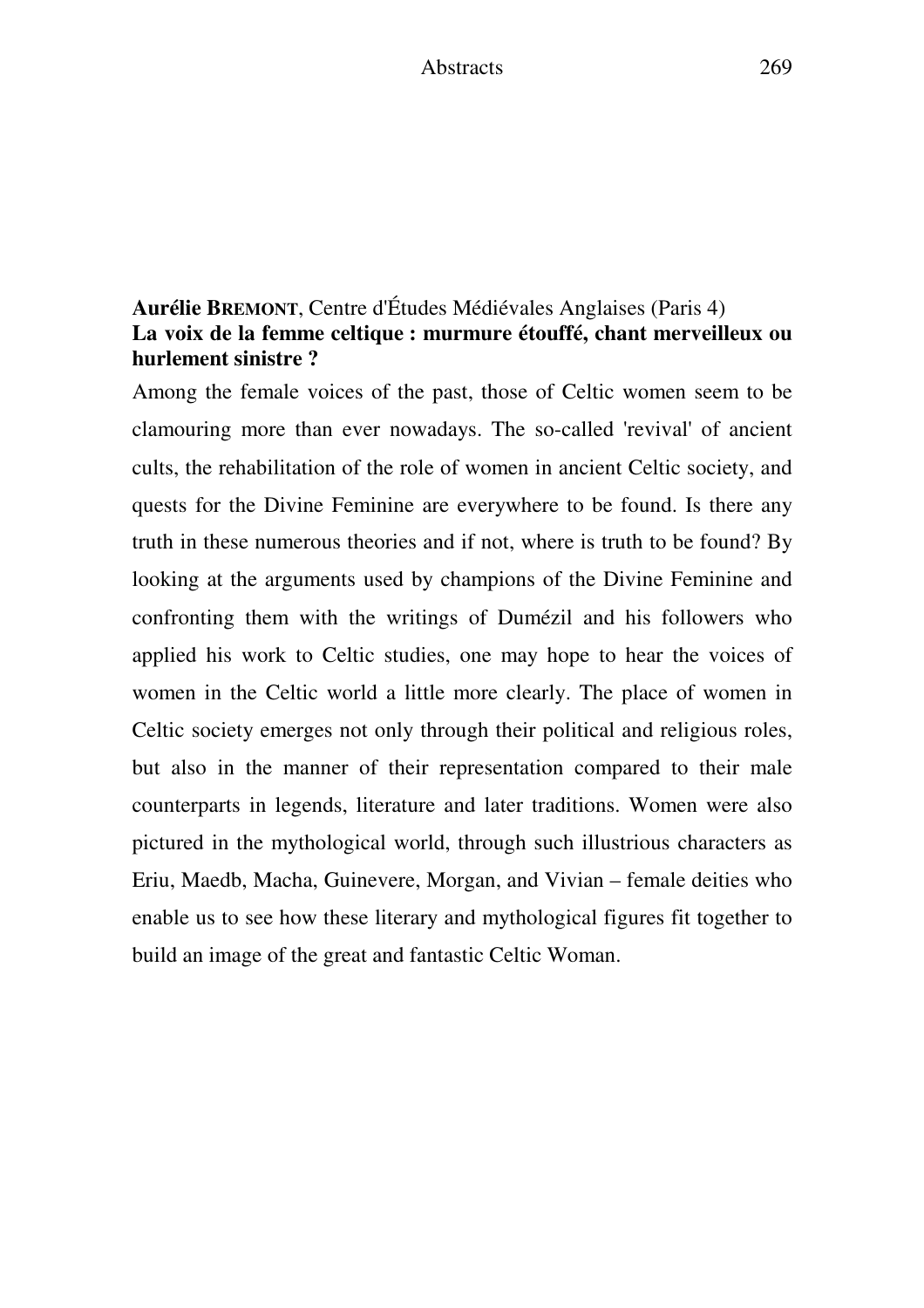**Aurélie BREMONT**, Centre d'Études Médiévales Anglaises (Paris 4)
**La voix de la femme celtique : murmure étouffé, chant merveilleux ou hurlement sinistre ?**

Among the female voices of the past, those of Celtic women seem to be clamouring more than ever nowadays. The so-called 'revival' of ancient cults, the rehabilitation of the role of women in ancient Celtic society, and quests for the Divine Feminine are everywhere to be found. Is there any truth in these numerous theories and if not, where is truth to be found? By looking at the arguments used by champions of the Divine Feminine and confronting them with the writings of Dumézil and his followers who applied his work to Celtic studies, one may hope to hear the voices of women in the Celtic world a little more clearly. The place of women in Celtic society emerges not only through their political and religious roles, but also in the manner of their representation compared to their male counterparts in legends, literature and later traditions. Women were also pictured in the mythological world, through such illustrious characters as Eriu, Maedb, Macha, Guinevere, Morgan, and Vivian – female deities who enable us to see how these literary and mythological figures fit together to build an image of the great and fantastic Celtic Woman.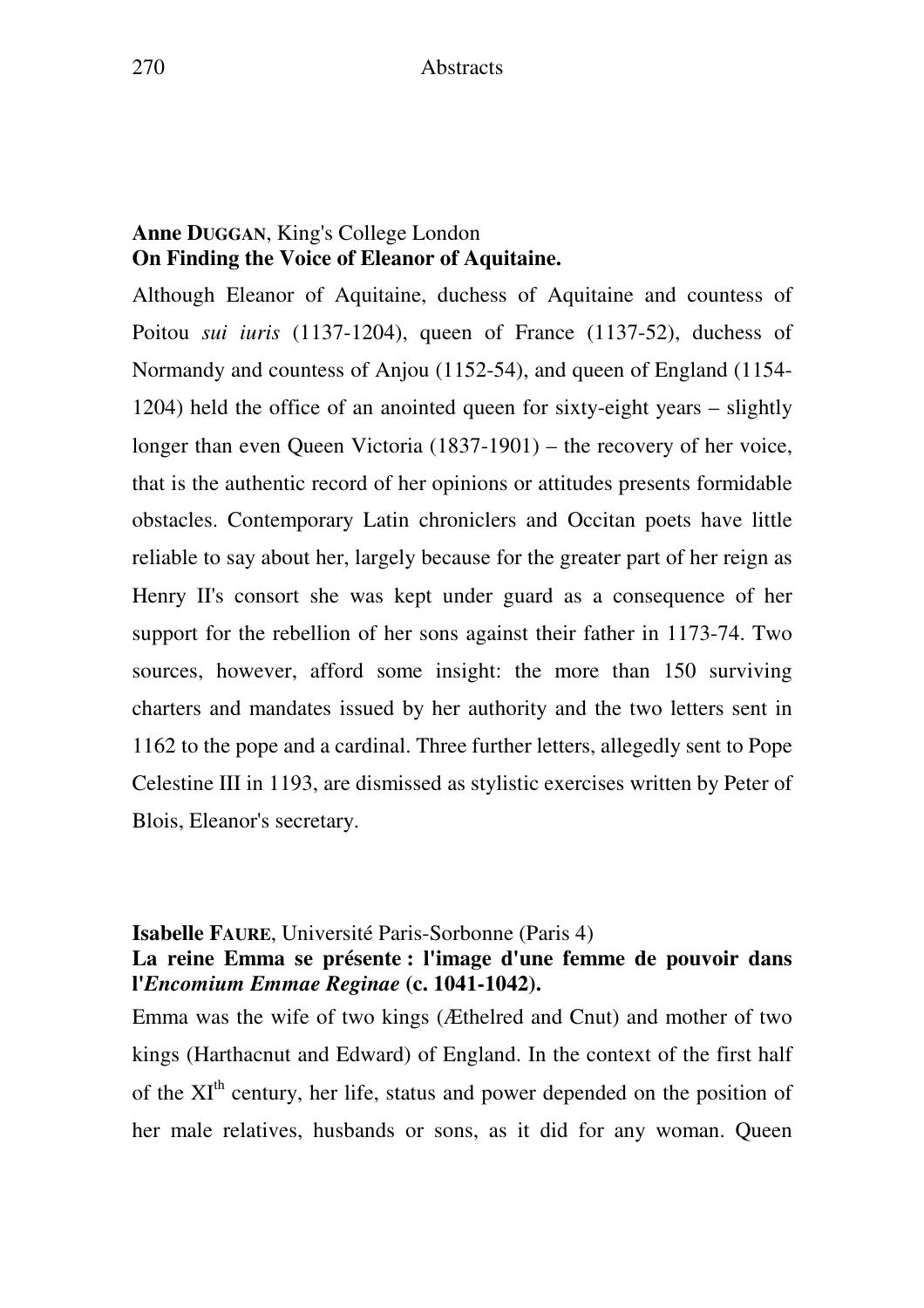**Anne DUGGAN**, King's College London
**On Finding the Voice of Eleanor of Aquitaine.**

Although Eleanor of Aquitaine, duchess of Aquitaine and countess of Poitou *sui iuris* (1137-1204), queen of France (1137-52), duchess of Normandy and countess of Anjou (1152-54), and queen of England (1154-1204) held the office of an anointed queen for sixty-eight years – slightly longer than even Queen Victoria (1837-1901) – the recovery of her voice, that is the authentic record of her opinions or attitudes presents formidable obstacles. Contemporary Latin chroniclers and Occitan poets have little reliable to say about her, largely because for the greater part of her reign as Henry II's consort she was kept under guard as a consequence of her support for the rebellion of her sons against their father in 1173-74. Two sources, however, afford some insight: the more than 150 surviving charters and mandates issued by her authority and the two letters sent in 1162 to the pope and a cardinal. Three further letters, allegedly sent to Pope Celestine III in 1193, are dismissed as stylistic exercises written by Peter of Blois, Eleanor's secretary.

**Isabelle FAURE**, Université Paris-Sorbonne (Paris 4)
**La reine Emma se présente : l'image d'une femme de pouvoir dans l'*Encomium Emmae Reginae* (c. 1041-1042).**

Emma was the wife of two kings (Æthelred and Cnut) and mother of two kings (Harthacnut and Edward) of England. In the context of the first half of the XI^th century, her life, status and power depended on the position of her male relatives, husbands or sons, as it did for any woman. Queen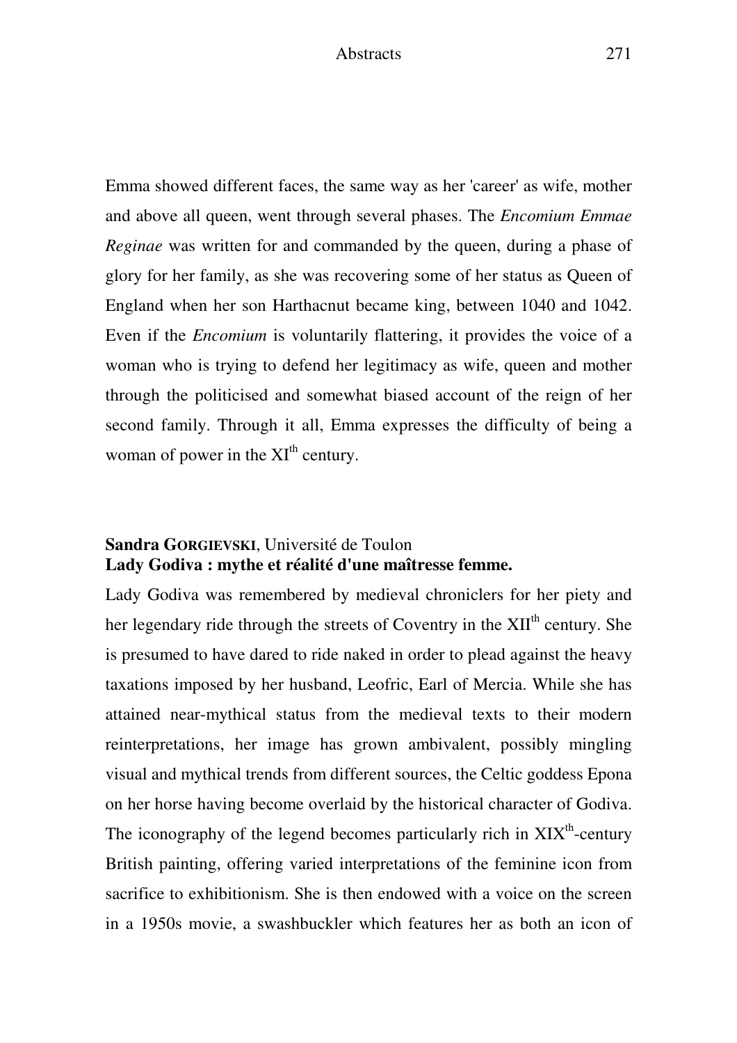Emma showed different faces, the same way as her 'career' as wife, mother and above all queen, went through several phases. The *Encomium Emmae Reginae* was written for and commanded by the queen, during a phase of glory for her family, as she was recovering some of her status as Queen of England when her son Harthacnut became king, between 1040 and 1042. Even if the *Encomium* is voluntarily flattering, it provides the voice of a woman who is trying to defend her legitimacy as wife, queen and mother through the politicised and somewhat biased account of the reign of her second family. Through it all, Emma expresses the difficulty of being a woman of power in the XI$^{th}$ century.

**Sandra GORGIEVSKI**, Université de Toulon
**Lady Godiva : mythe et réalité d'une maîtresse femme.**

Lady Godiva was remembered by medieval chroniclers for her piety and her legendary ride through the streets of Coventry in the XII$^{th}$ century. She is presumed to have dared to ride naked in order to plead against the heavy taxations imposed by her husband, Leofric, Earl of Mercia. While she has attained near-mythical status from the medieval texts to their modern reinterpretations, her image has grown ambivalent, possibly mingling visual and mythical trends from different sources, the Celtic goddess Epona on her horse having become overlaid by the historical character of Godiva. The iconography of the legend becomes particularly rich in XIX$^{th}$-century British painting, offering varied interpretations of the feminine icon from sacrifice to exhibitionism. She is then endowed with a voice on the screen in a 1950s movie, a swashbuckler which features her as both an icon of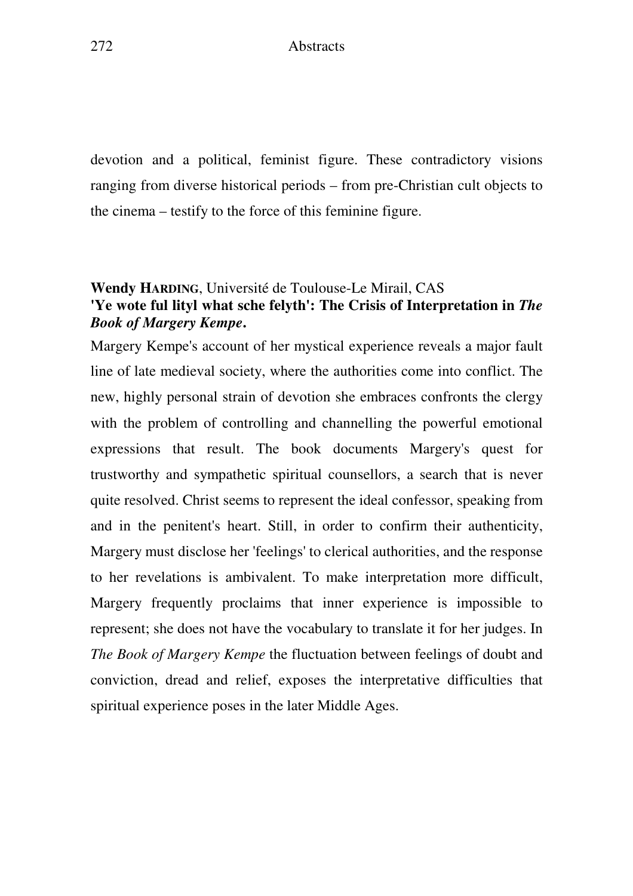devotion and a political, feminist figure. These contradictory visions ranging from diverse historical periods – from pre-Christian cult objects to the cinema – testify to the force of this feminine figure.

**Wendy HARDING**, Université de Toulouse-Le Mirail, CAS
**'Ye wote ful lityl what sche felyth': The Crisis of Interpretation in *The Book of Margery Kempe*.**

Margery Kempe's account of her mystical experience reveals a major fault line of late medieval society, where the authorities come into conflict. The new, highly personal strain of devotion she embraces confronts the clergy with the problem of controlling and channelling the powerful emotional expressions that result. The book documents Margery's quest for trustworthy and sympathetic spiritual counsellors, a search that is never quite resolved. Christ seems to represent the ideal confessor, speaking from and in the penitent's heart. Still, in order to confirm their authenticity, Margery must disclose her 'feelings' to clerical authorities, and the response to her revelations is ambivalent. To make interpretation more difficult, Margery frequently proclaims that inner experience is impossible to represent; she does not have the vocabulary to translate it for her judges. In *The Book of Margery Kempe* the fluctuation between feelings of doubt and conviction, dread and relief, exposes the interpretative difficulties that spiritual experience poses in the later Middle Ages.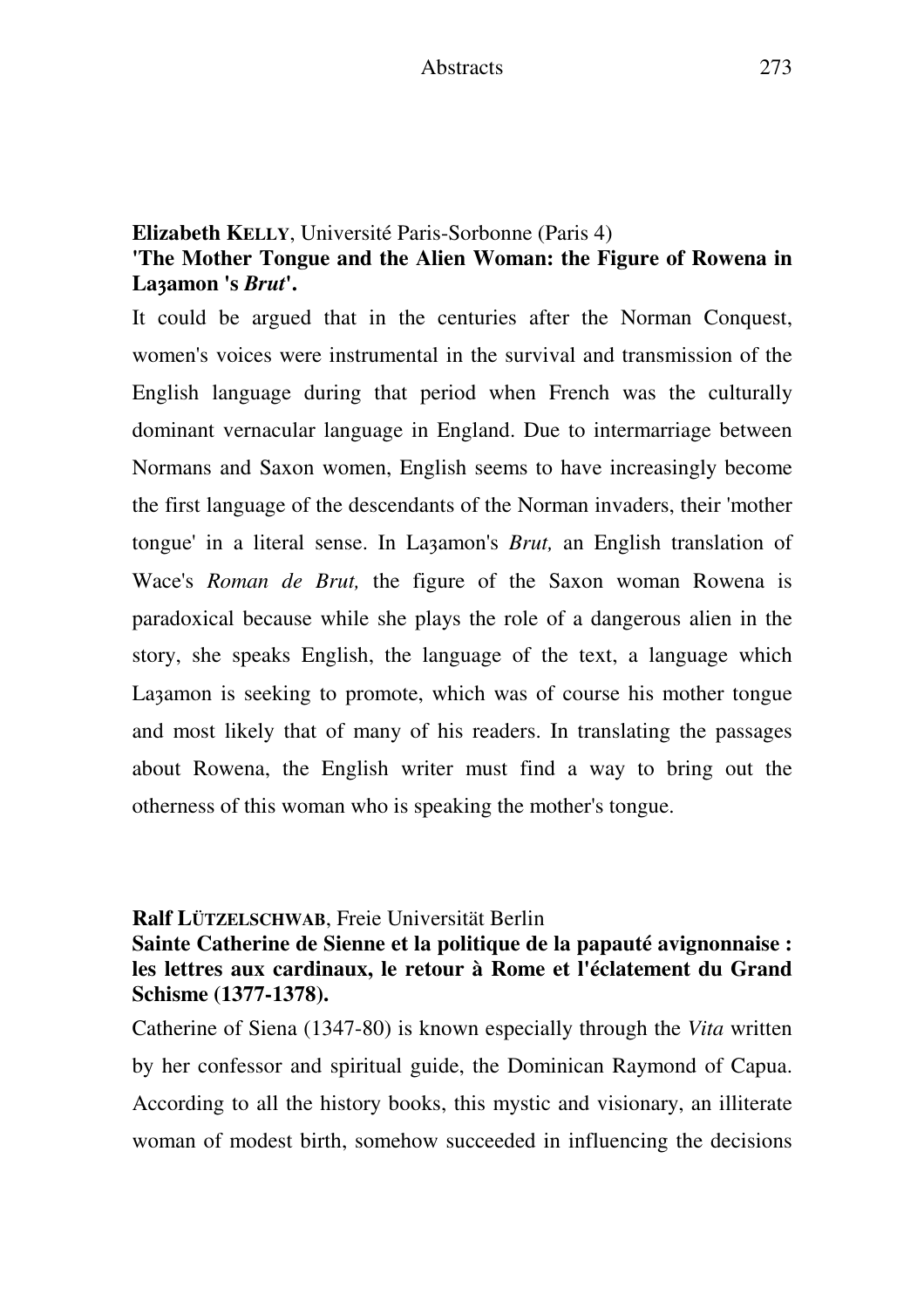**Elizabeth KELLY**, Université Paris-Sorbonne (Paris 4)
**'The Mother Tongue and the Alien Woman: the Figure of Rowena in Laȝamon 's *Brut*'.**

It could be argued that in the centuries after the Norman Conquest, women's voices were instrumental in the survival and transmission of the English language during that period when French was the culturally dominant vernacular language in England. Due to intermarriage between Normans and Saxon women, English seems to have increasingly become the first language of the descendants of the Norman invaders, their 'mother tongue' in a literal sense. In Laȝamon's *Brut,* an English translation of Wace's *Roman de Brut,* the figure of the Saxon woman Rowena is paradoxical because while she plays the role of a dangerous alien in the story, she speaks English, the language of the text, a language which Laȝamon is seeking to promote, which was of course his mother tongue and most likely that of many of his readers. In translating the passages about Rowena, the English writer must find a way to bring out the otherness of this woman who is speaking the mother's tongue.

**Ralf LÜTZELSCHWAB**, Freie Universität Berlin
**Sainte Catherine de Sienne et la politique de la papauté avignonnaise : les lettres aux cardinaux, le retour à Rome et l'éclatement du Grand Schisme (1377-1378).**

Catherine of Siena (1347-80) is known especially through the *Vita* written by her confessor and spiritual guide, the Dominican Raymond of Capua. According to all the history books, this mystic and visionary, an illiterate woman of modest birth, somehow succeeded in influencing the decisions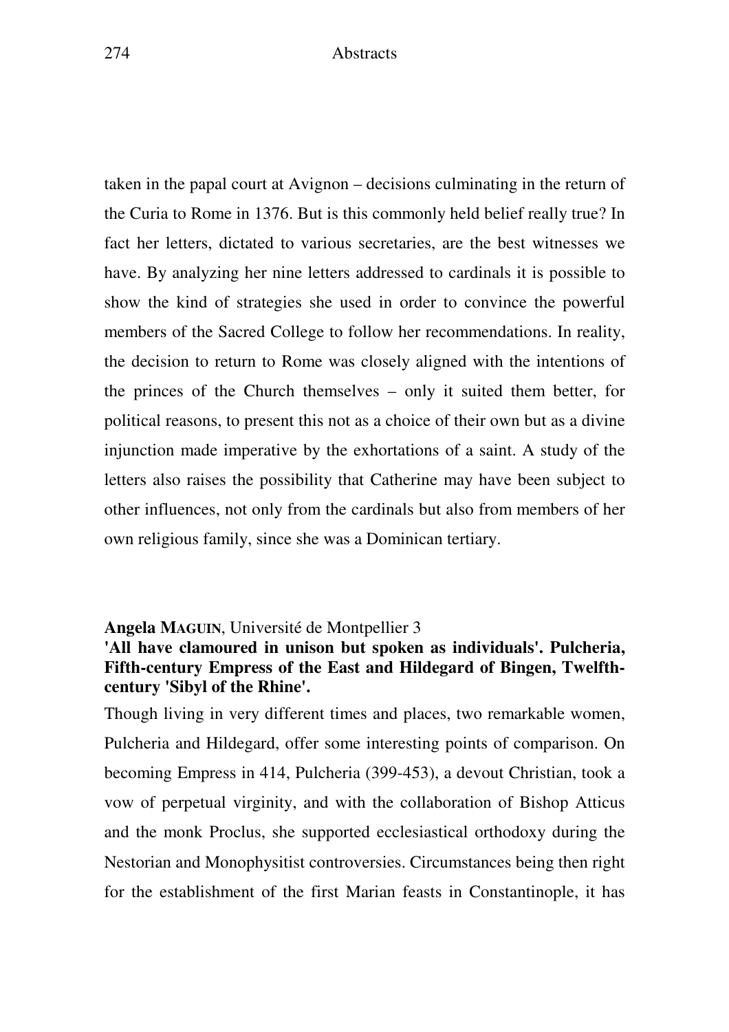taken in the papal court at Avignon – decisions culminating in the return of the Curia to Rome in 1376. But is this commonly held belief really true? In fact her letters, dictated to various secretaries, are the best witnesses we have. By analyzing her nine letters addressed to cardinals it is possible to show the kind of strategies she used in order to convince the powerful members of the Sacred College to follow her recommendations. In reality, the decision to return to Rome was closely aligned with the intentions of the princes of the Church themselves – only it suited them better, for political reasons, to present this not as a choice of their own but as a divine injunction made imperative by the exhortations of a saint. A study of the letters also raises the possibility that Catherine may have been subject to other influences, not only from the cardinals but also from members of her own religious family, since she was a Dominican tertiary.

**Angela MAGUIN**, Université de Montpellier 3

**'All have clamoured in unison but spoken as individuals'. Pulcheria, Fifth-century Empress of the East and Hildegard of Bingen, Twelfth-century 'Sibyl of the Rhine'.**

Though living in very different times and places, two remarkable women, Pulcheria and Hildegard, offer some interesting points of comparison. On becoming Empress in 414, Pulcheria (399-453), a devout Christian, took a vow of perpetual virginity, and with the collaboration of Bishop Atticus and the monk Proclus, she supported ecclesiastical orthodoxy during the Nestorian and Monophysitist controversies. Circumstances being then right for the establishment of the first Marian feasts in Constantinople, it has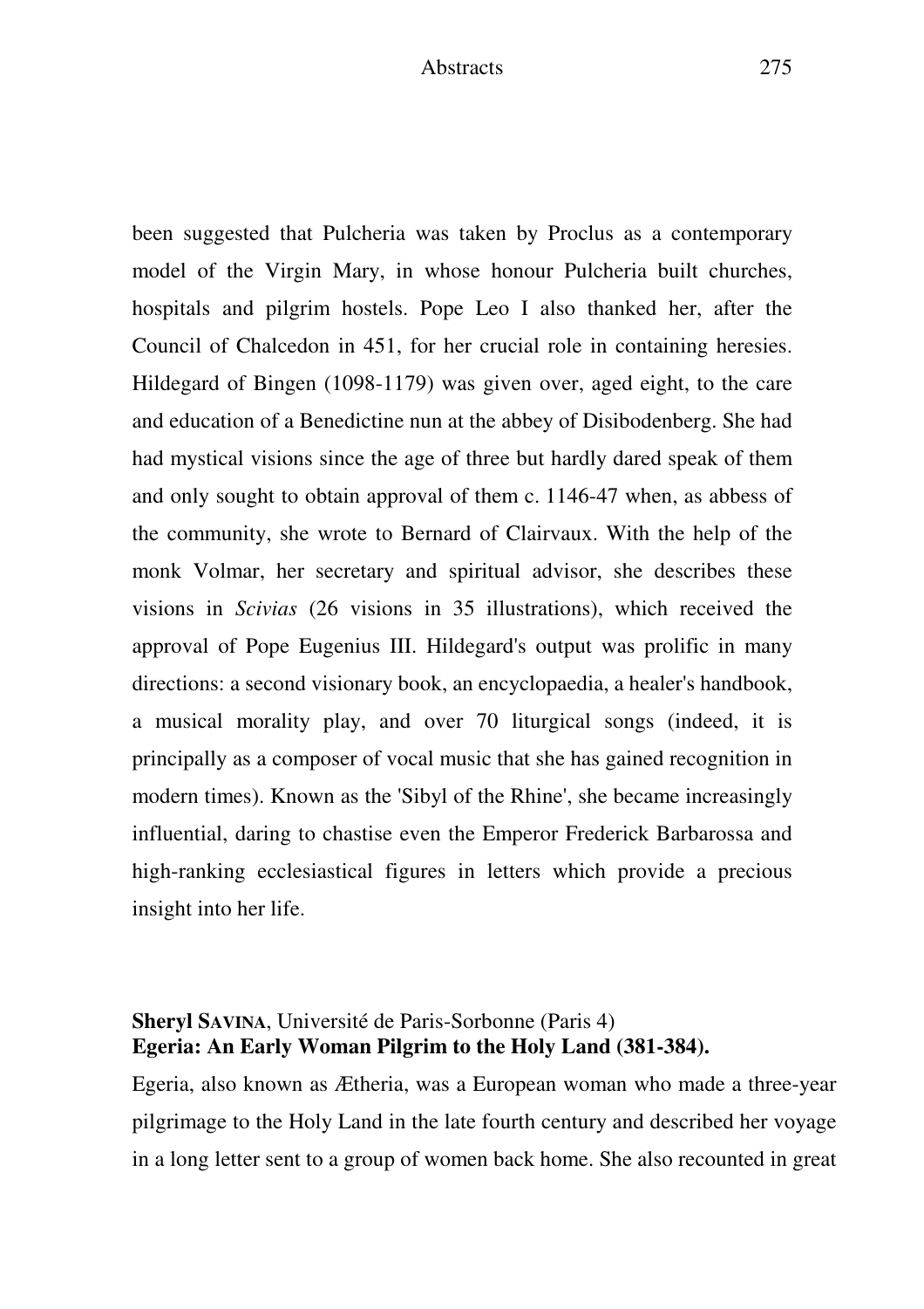been suggested that Pulcheria was taken by Proclus as a contemporary model of the Virgin Mary, in whose honour Pulcheria built churches, hospitals and pilgrim hostels. Pope Leo I also thanked her, after the Council of Chalcedon in 451, for her crucial role in containing heresies. Hildegard of Bingen (1098-1179) was given over, aged eight, to the care and education of a Benedictine nun at the abbey of Disibodenberg. She had had mystical visions since the age of three but hardly dared speak of them and only sought to obtain approval of them c. 1146-47 when, as abbess of the community, she wrote to Bernard of Clairvaux. With the help of the monk Volmar, her secretary and spiritual advisor, she describes these visions in *Scivias* (26 visions in 35 illustrations), which received the approval of Pope Eugenius III. Hildegard's output was prolific in many directions: a second visionary book, an encyclopaedia, a healer's handbook, a musical morality play, and over 70 liturgical songs (indeed, it is principally as a composer of vocal music that she has gained recognition in modern times). Known as the 'Sibyl of the Rhine', she became increasingly influential, daring to chastise even the Emperor Frederick Barbarossa and high-ranking ecclesiastical figures in letters which provide a precious insight into her life.

**Sheryl SAVINA**, Université de Paris-Sorbonne (Paris 4)
**Egeria: An Early Woman Pilgrim to the Holy Land (381-384).**

Egeria, also known as Ætheria, was a European woman who made a three-year pilgrimage to the Holy Land in the late fourth century and described her voyage in a long letter sent to a group of women back home. She also recounted in great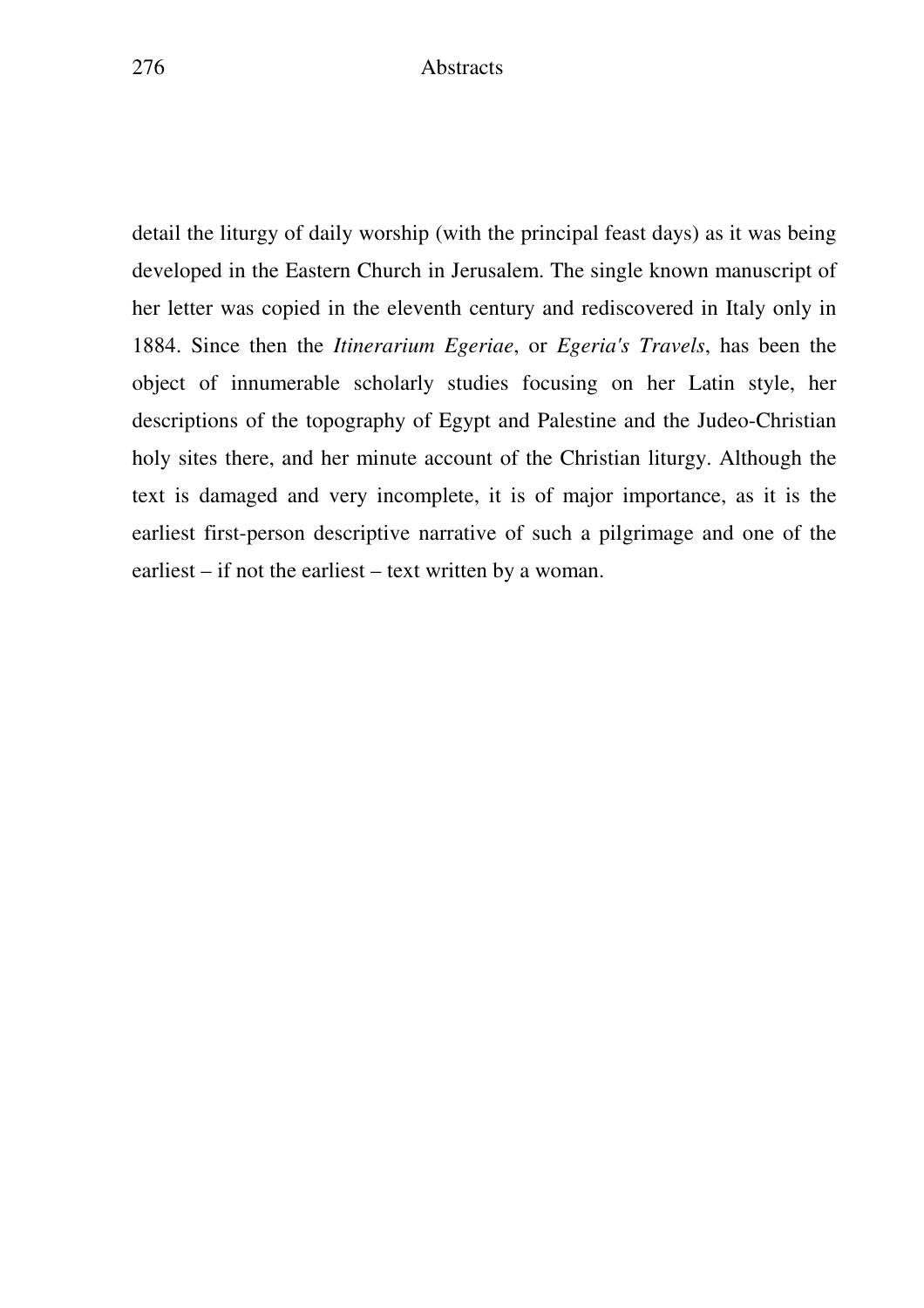detail the liturgy of daily worship (with the principal feast days) as it was being developed in the Eastern Church in Jerusalem. The single known manuscript of her letter was copied in the eleventh century and rediscovered in Italy only in 1884. Since then the *Itinerarium Egeriae*, or *Egeria's Travels*, has been the object of innumerable scholarly studies focusing on her Latin style, her descriptions of the topography of Egypt and Palestine and the Judeo-Christian holy sites there, and her minute account of the Christian liturgy. Although the text is damaged and very incomplete, it is of major importance, as it is the earliest first-person descriptive narrative of such a pilgrimage and one of the earliest – if not the earliest – text written by a woman.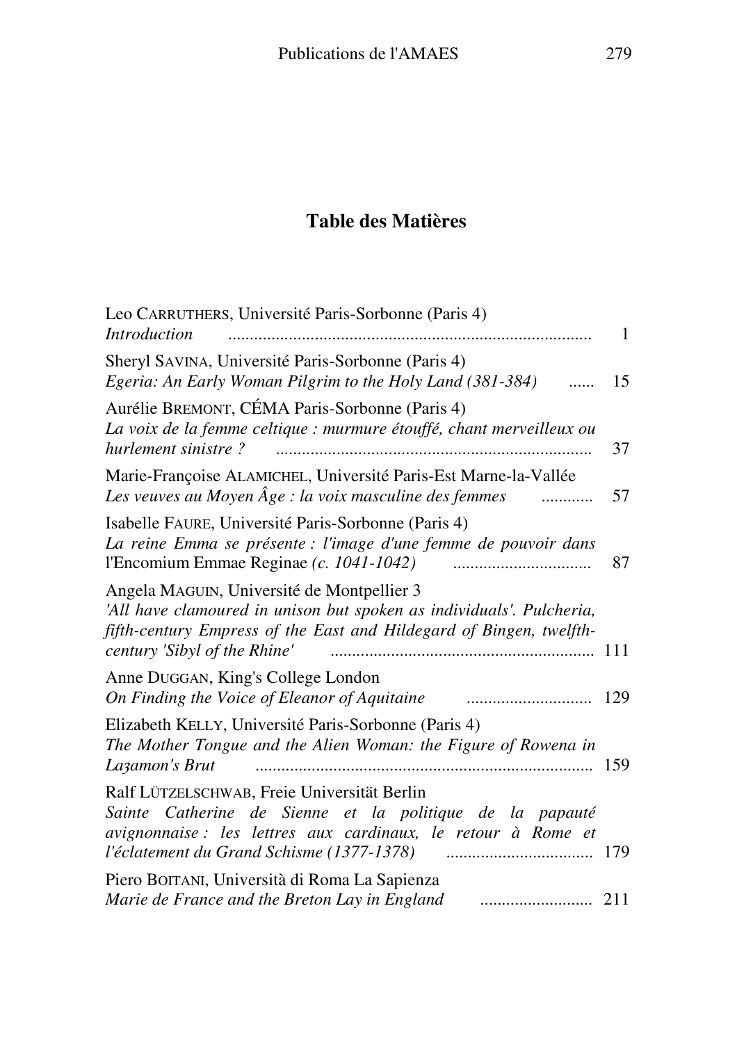## Table des Matières

Leo CARRUTHERS, Université Paris-Sorbonne (Paris 4)
*Introduction* .................................................................................. 1

Sheryl SAVINA, Université Paris-Sorbonne (Paris 4)
*Egeria: An Early Woman Pilgrim to the Holy Land (381-384)* ...... 15

Aurélie BREMONT, CÉMA Paris-Sorbonne (Paris 4)
*La voix de la femme celtique : murmure étouffé, chant merveilleux ou hurlement sinistre ?* ........................................................................ 37

Marie-Françoise ALAMICHEL, Université Paris-Est Marne-la-Vallée
*Les veuves au Moyen Âge : la voix masculine des femmes* ........... 57

Isabelle FAURE, Université Paris-Sorbonne (Paris 4)
*La reine Emma se présente : l'image d'une femme de pouvoir dans* l'Encomium Emmae Reginae *(c. 1041-1042)* ............................... 87

Angela MAGUIN, Université de Montpellier 3
*'All have clamoured in unison but spoken as individuals'. Pulcheria, fifth-century Empress of the East and Hildegard of Bingen, twelfth-century 'Sibyl of the Rhine'* ............................................................ 111

Anne DUGGAN, King's College London
*On Finding the Voice of Eleanor of Aquitaine* ............................ 129

Elizabeth KELLY, Université Paris-Sorbonne (Paris 4)
*The Mother Tongue and the Alien Woman: the Figure of Rowena in Laȝamon's Brut* ............................................................................ 159

Ralf LÜTZELSCHWAB, Freie Universität Berlin
*Sainte Catherine de Sienne et la politique de la papauté avignonnaise : les lettres aux cardinaux, le retour à Rome et l'éclatement du Grand Schisme (1377-1378)* ................................. 179

Piero BOITANI, Università di Roma La Sapienza
*Marie de France and the Breton Lay in England* .......................... 211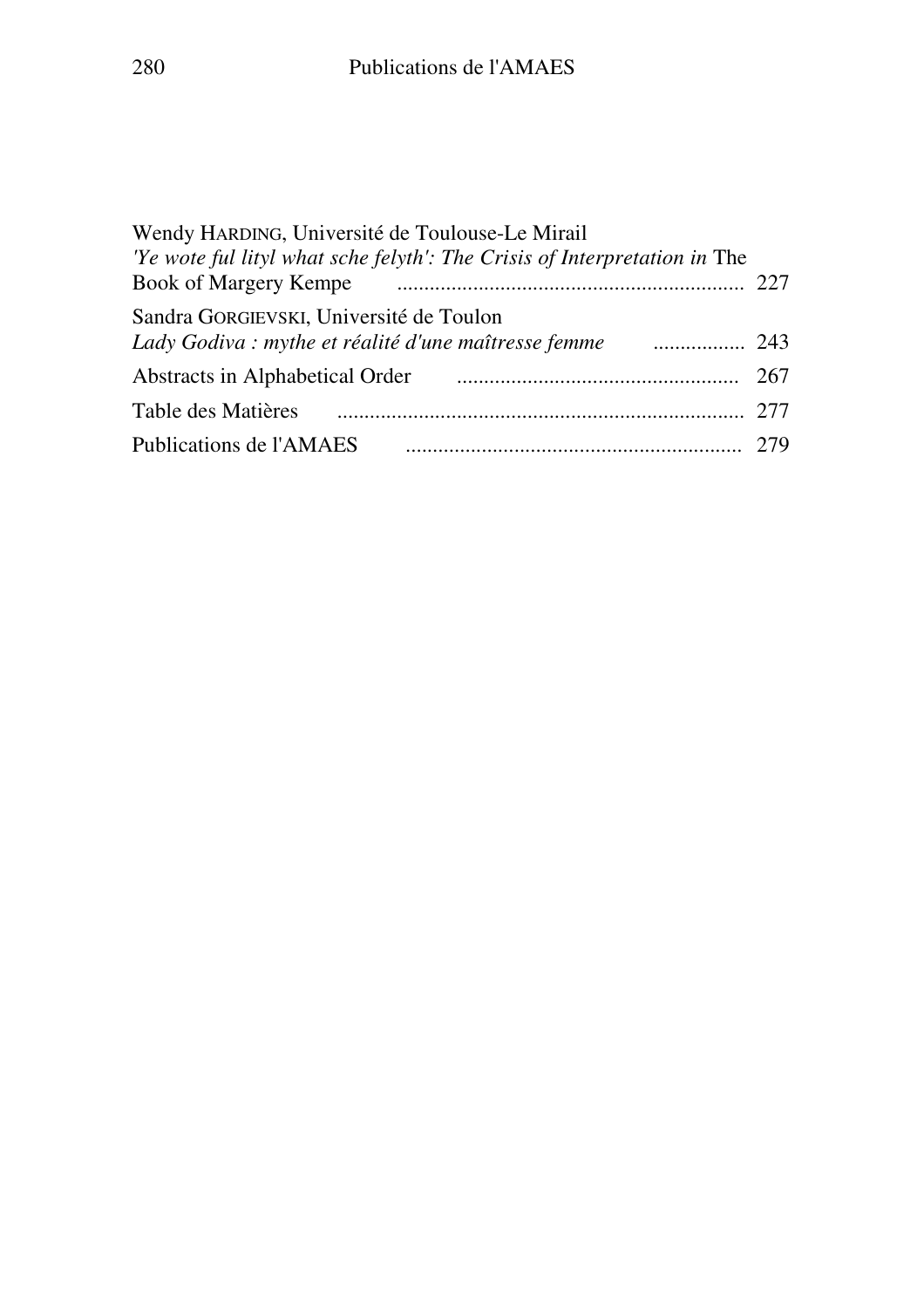Wendy HARDING, Université de Toulouse-Le Mirail
*'Ye wote ful lityl what sche felyth': The Crisis of Interpretation in* The Book of Margery Kempe ............................................................. 227

Sandra GORGIEVSKI, Université de Toulon
*Lady Godiva : mythe et réalité d'une maîtresse femme* ................ 243

Abstracts in Alphabetical Order ................................................... 267

Table des Matières .......................................................................... 277

Publications de l'AMAES ............................................................. 279